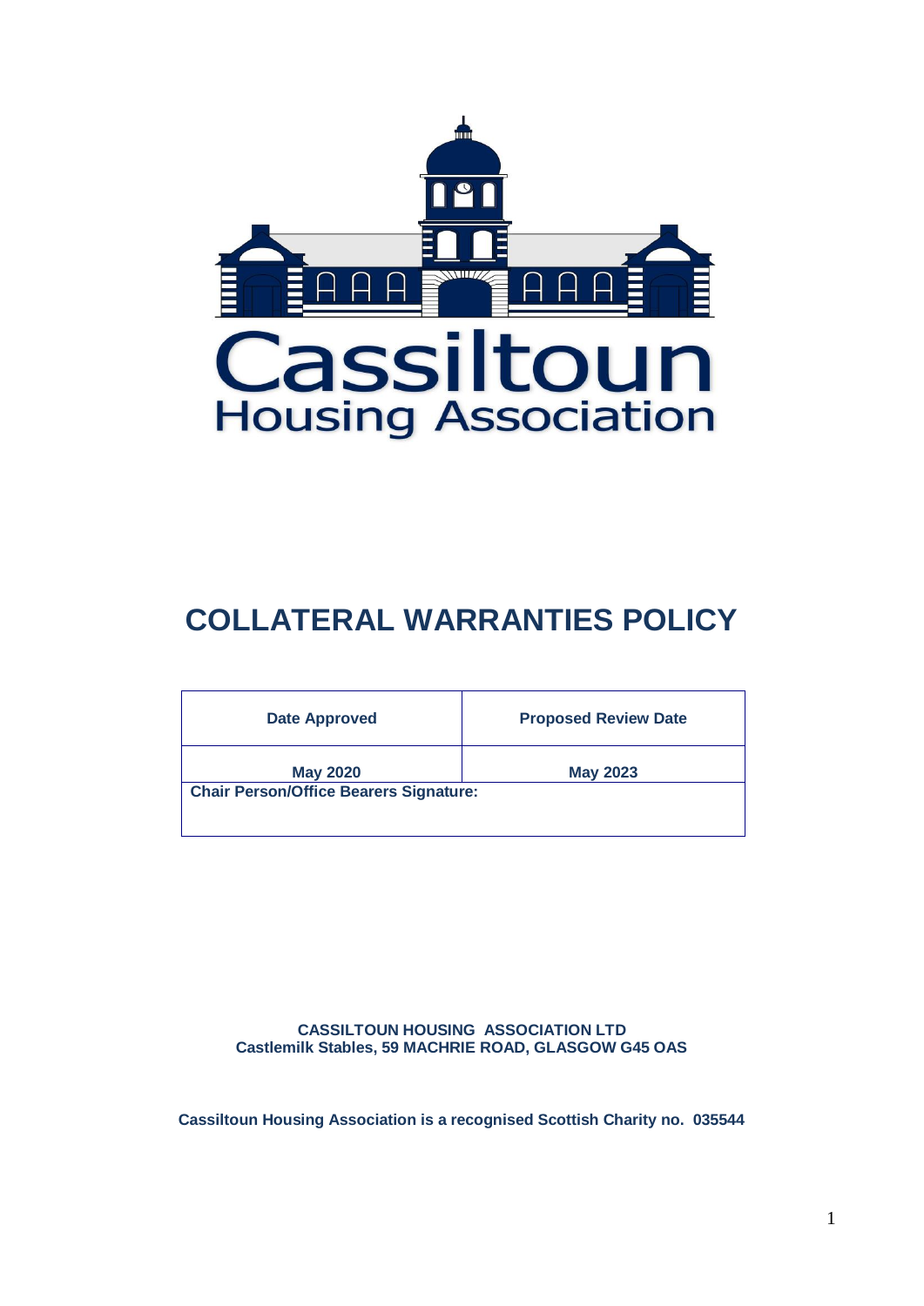Cassiltoun
Housing Association

# COLLATERAL WARRANTIES POLICY

| Date Approved | Proposed Review Date |
|---|---|
| May 2020 | May 2023 |
| Chair Person/Office Bearers Signature: | |

**CASSILTOUN HOUSING ASSOCIATION LTD**
**Castlemilk Stables, 59 MACHRIE ROAD, GLASGOW G45 OAS**

**Cassiltoun Housing Association is a recognised Scottish Charity no. 035544**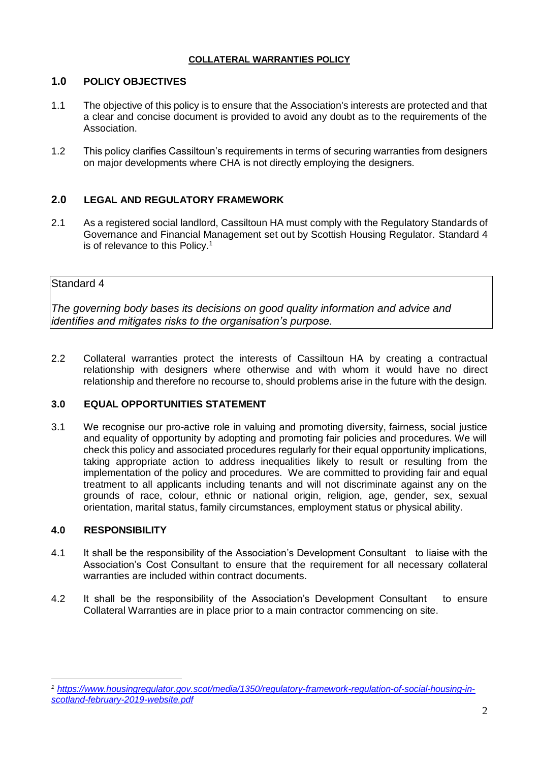**COLLATERAL WARRANTIES POLICY**

## 1.0 POLICY OBJECTIVES

1.1 The objective of this policy is to ensure that the Association's interests are protected and that a clear and concise document is provided to avoid any doubt as to the requirements of the Association.

1.2 This policy clarifies Cassiltoun's requirements in terms of securing warranties from designers on major developments where CHA is not directly employing the designers.

## 2.0 LEGAL AND REGULATORY FRAMEWORK

2.1 As a registered social landlord, Cassiltoun HA must comply with the Regulatory Standards of Governance and Financial Management set out by Scottish Housing Regulator. Standard 4 is of relevance to this Policy.[1]

| Standard 4 |
|---|
| *The governing body bases its decisions on good quality information and advice and identifies and mitigates risks to the organisation's purpose.* |

2.2 Collateral warranties protect the interests of Cassiltoun HA by creating a contractual relationship with designers where otherwise and with whom it would have no direct relationship and therefore no recourse to, should problems arise in the future with the design.

## 3.0 EQUAL OPPORTUNITIES STATEMENT

3.1 We recognise our pro-active role in valuing and promoting diversity, fairness, social justice and equality of opportunity by adopting and promoting fair policies and procedures. We will check this policy and associated procedures regularly for their equal opportunity implications, taking appropriate action to address inequalities likely to result or resulting from the implementation of the policy and procedures. We are committed to providing fair and equal treatment to all applicants including tenants and will not discriminate against any on the grounds of race, colour, ethnic or national origin, religion, age, gender, sex, sexual orientation, marital status, family circumstances, employment status or physical ability.

## 4.0 RESPONSIBILITY

4.1 It shall be the responsibility of the Association's Development Consultant to liaise with the Association's Cost Consultant to ensure that the requirement for all necessary collateral warranties are included within contract documents.

4.2 It shall be the responsibility of the Association's Development Consultant to ensure Collateral Warranties are in place prior to a main contractor commencing on site.

---

[1] *https://www.housingregulator.gov.scot/media/1350/regulatory-framework-regulation-of-social-housing-in-scotland-february-2019-website.pdf*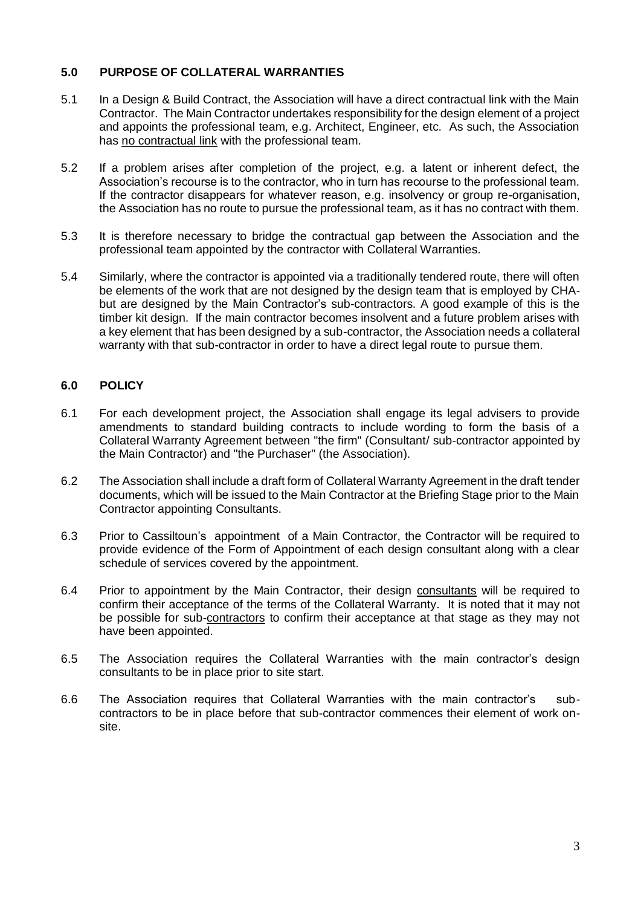## 5.0 PURPOSE OF COLLATERAL WARRANTIES

5.1 In a Design & Build Contract, the Association will have a direct contractual link with the Main Contractor. The Main Contractor undertakes responsibility for the design element of a project and appoints the professional team, e.g. Architect, Engineer, etc. As such, the Association has no contractual link with the professional team.

5.2 If a problem arises after completion of the project, e.g. a latent or inherent defect, the Association's recourse is to the contractor, who in turn has recourse to the professional team. If the contractor disappears for whatever reason, e.g. insolvency or group re-organisation, the Association has no route to pursue the professional team, as it has no contract with them.

5.3 It is therefore necessary to bridge the contractual gap between the Association and the professional team appointed by the contractor with Collateral Warranties.

5.4 Similarly, where the contractor is appointed via a traditionally tendered route, there will often be elements of the work that are not designed by the design team that is employed by CHA- but are designed by the Main Contractor's sub-contractors. A good example of this is the timber kit design. If the main contractor becomes insolvent and a future problem arises with a key element that has been designed by a sub-contractor, the Association needs a collateral warranty with that sub-contractor in order to have a direct legal route to pursue them.

## 6.0 POLICY

6.1 For each development project, the Association shall engage its legal advisers to provide amendments to standard building contracts to include wording to form the basis of a Collateral Warranty Agreement between "the firm" (Consultant/ sub-contractor appointed by the Main Contractor) and "the Purchaser" (the Association).

6.2 The Association shall include a draft form of Collateral Warranty Agreement in the draft tender documents, which will be issued to the Main Contractor at the Briefing Stage prior to the Main Contractor appointing Consultants.

6.3 Prior to Cassiltoun's appointment of a Main Contractor, the Contractor will be required to provide evidence of the Form of Appointment of each design consultant along with a clear schedule of services covered by the appointment.

6.4 Prior to appointment by the Main Contractor, their design consultants will be required to confirm their acceptance of the terms of the Collateral Warranty. It is noted that it may not be possible for sub-contractors to confirm their acceptance at that stage as they may not have been appointed.

6.5 The Association requires the Collateral Warranties with the main contractor's design consultants to be in place prior to site start.

6.6 The Association requires that Collateral Warranties with the main contractor's sub-contractors to be in place before that sub-contractor commences their element of work on-site.